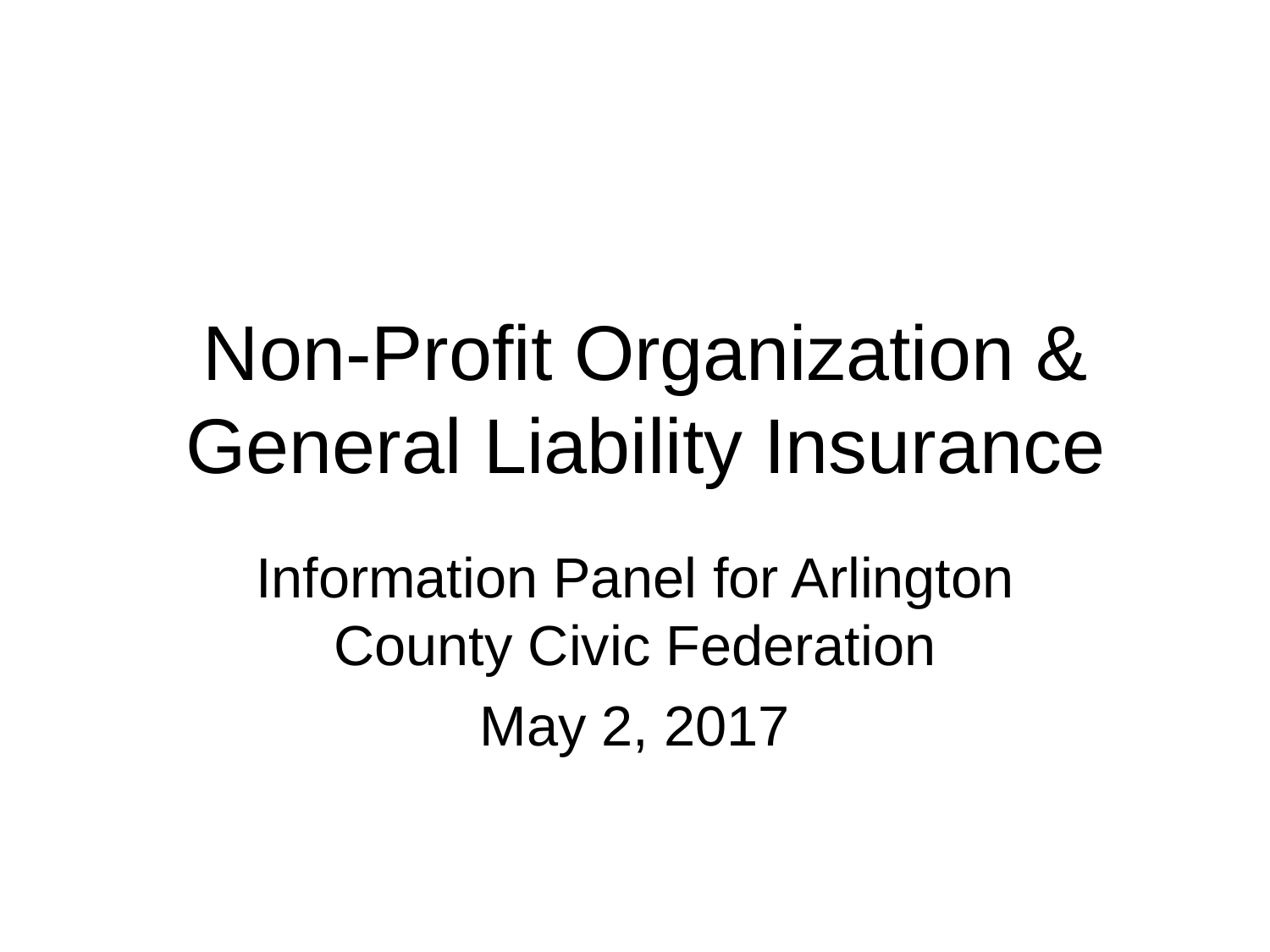# Non-Profit Organization & General Liability Insurance

Information Panel for Arlington County Civic Federation

May 2, 2017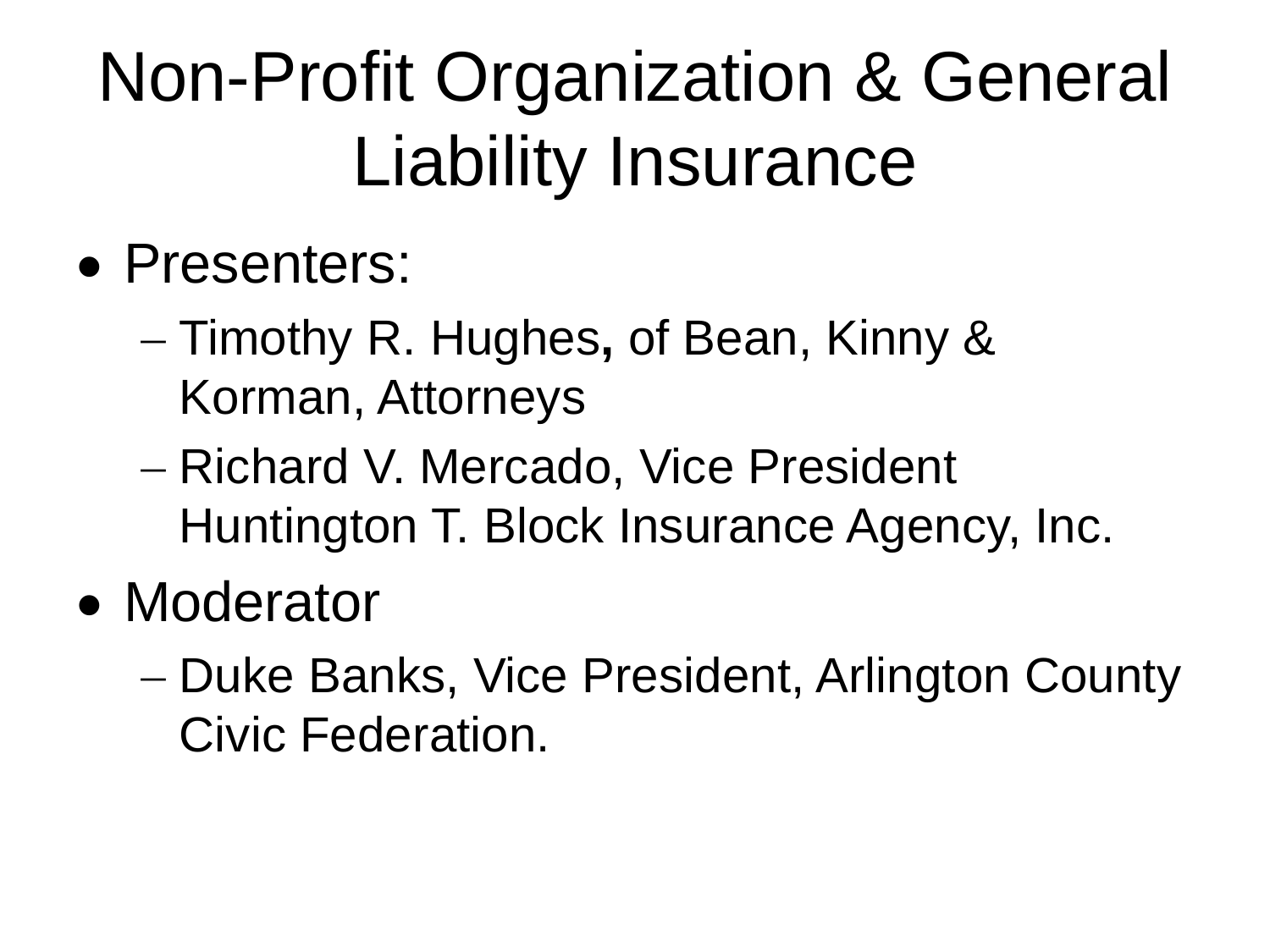# Non-Profit Organization & General Liability Insurance

- Presenters:
  - Timothy R. Hughes, of Bean, Kinny & Korman, Attorneys
  - Richard V. Mercado, Vice President Huntington T. Block Insurance Agency, Inc.
- Moderator
  - Duke Banks, Vice President, Arlington County Civic Federation.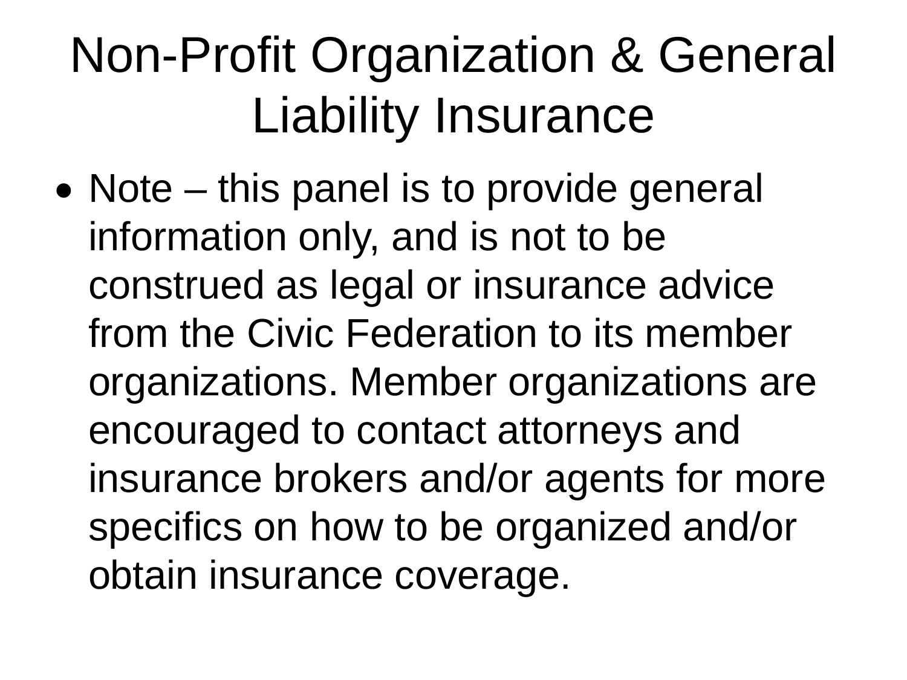# Non-Profit Organization & General Liability Insurance

- Note – this panel is to provide general information only, and is not to be construed as legal or insurance advice from the Civic Federation to its member organizations. Member organizations are encouraged to contact attorneys and insurance brokers and/or agents for more specifics on how to be organized and/or obtain insurance coverage.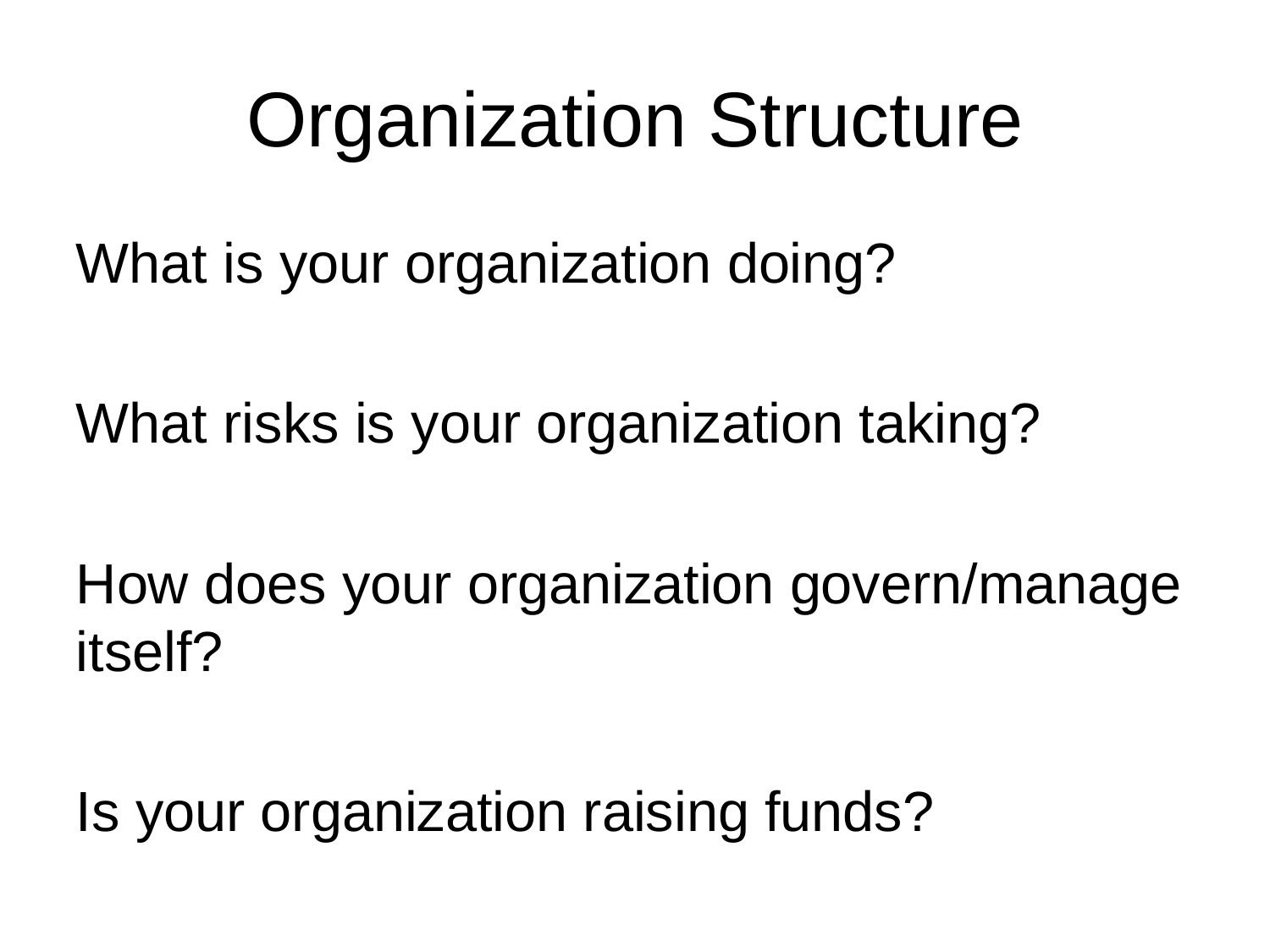# Organization Structure

What is your organization doing?

What risks is your organization taking?

How does your organization govern/manage itself?

Is your organization raising funds?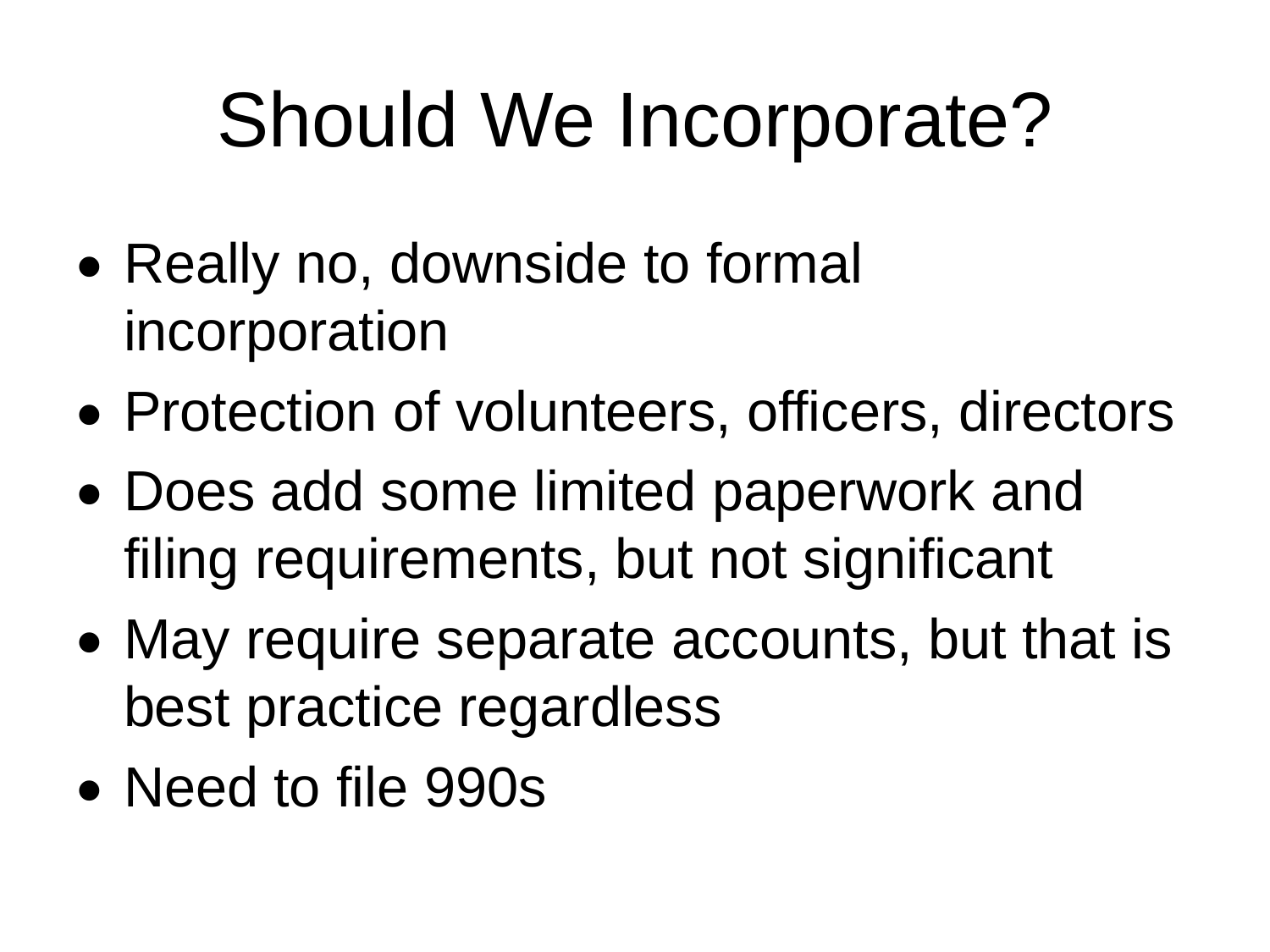# Should We Incorporate?

- Really no, downside to formal incorporation
- Protection of volunteers, officers, directors
- Does add some limited paperwork and filing requirements, but not significant
- May require separate accounts, but that is best practice regardless
- Need to file 990s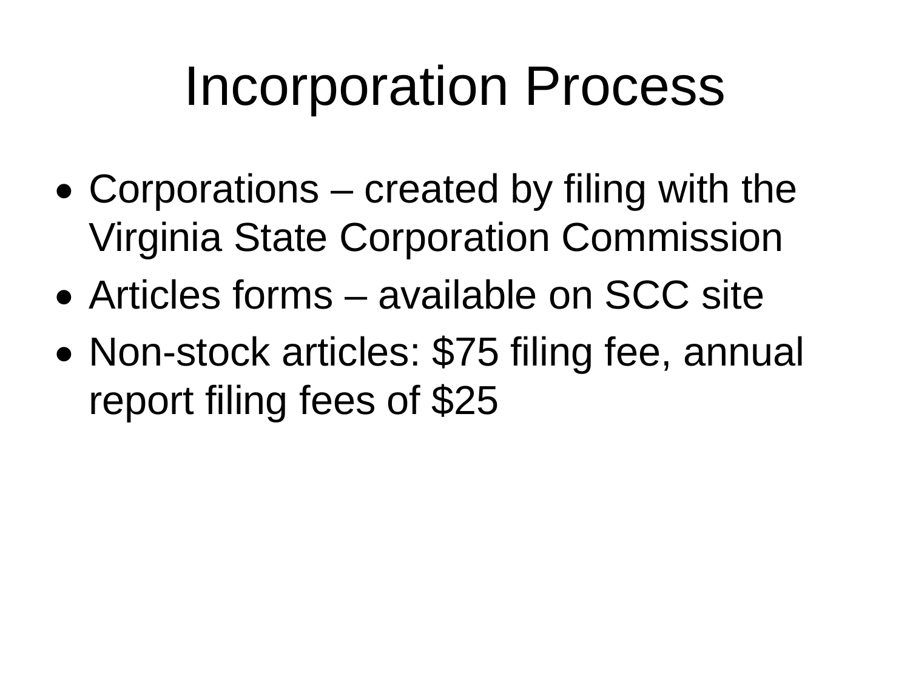# Incorporation Process

- Corporations – created by filing with the Virginia State Corporation Commission
- Articles forms – available on SCC site
- Non-stock articles: $75 filing fee, annual report filing fees of $25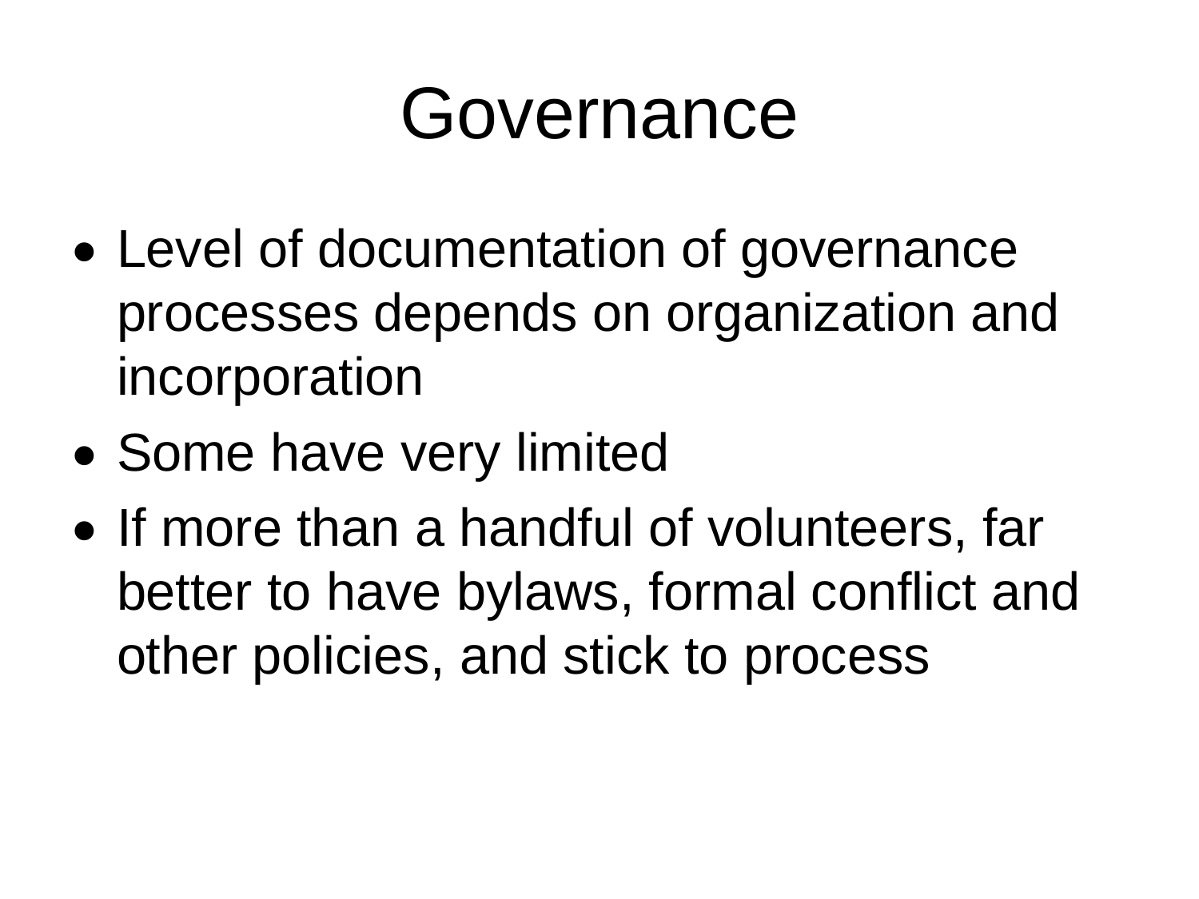# Governance

- Level of documentation of governance processes depends on organization and incorporation
- Some have very limited
- If more than a handful of volunteers, far better to have bylaws, formal conflict and other policies, and stick to process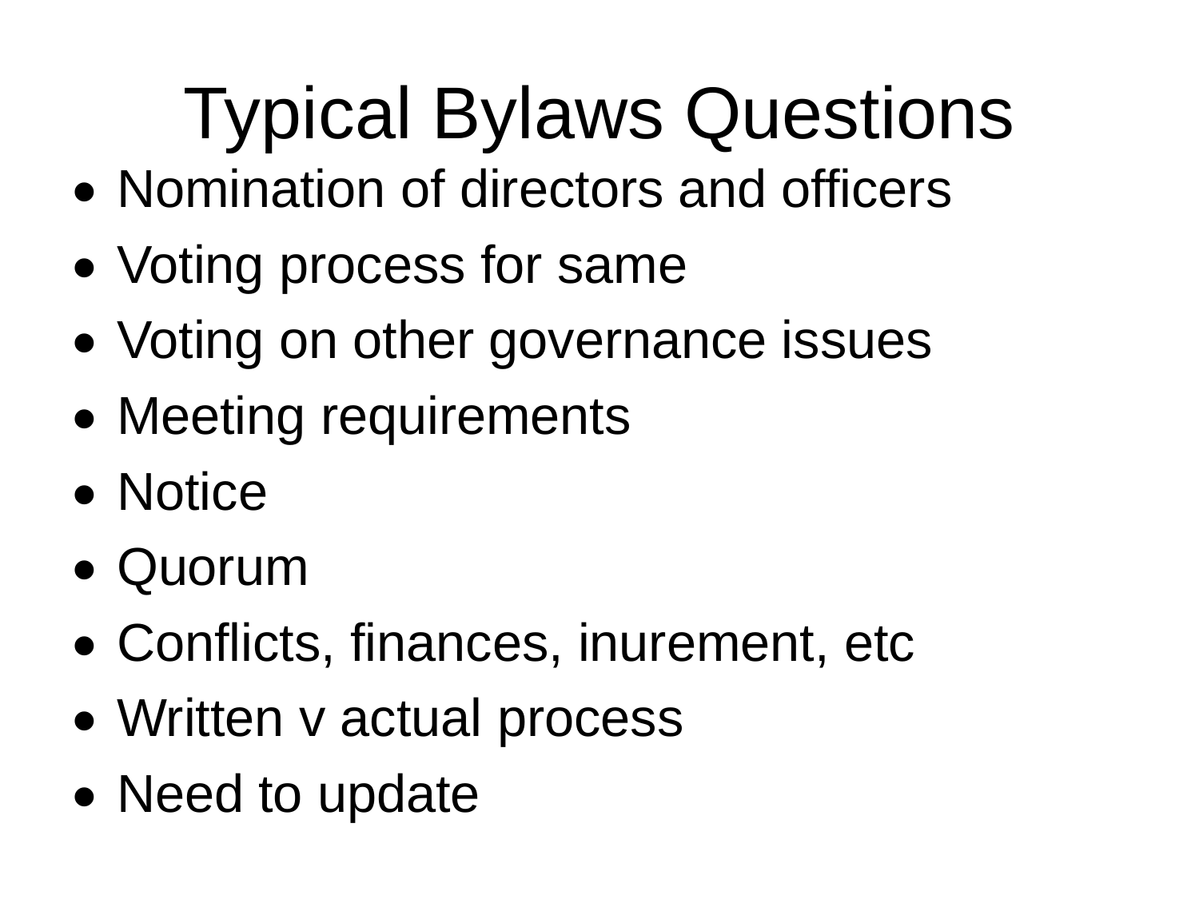# Typical Bylaws Questions

- Nomination of directors and officers
- Voting process for same
- Voting on other governance issues
- Meeting requirements
- Notice
- Quorum
- Conflicts, finances, inurement, etc
- Written v actual process
- Need to update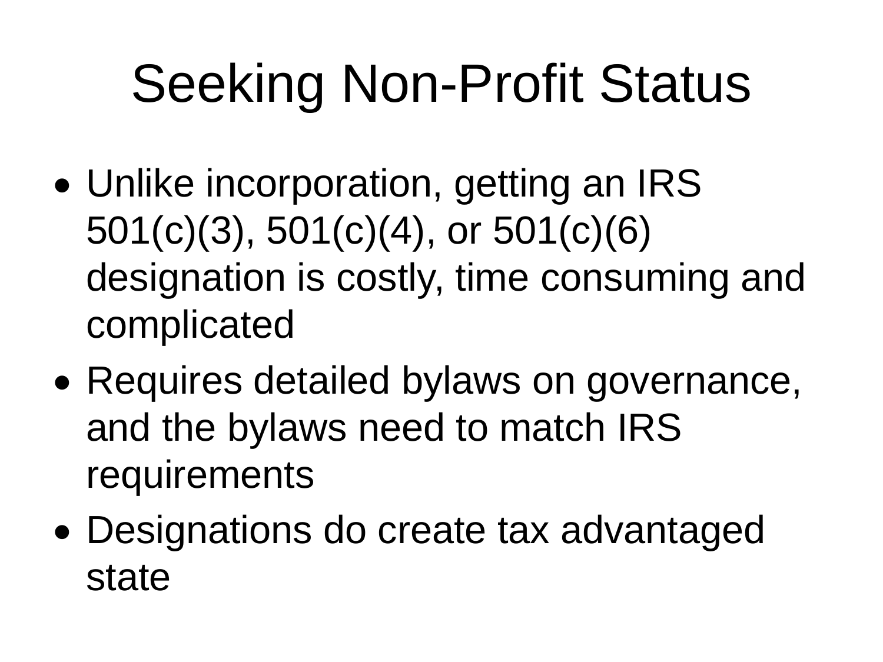# Seeking Non-Profit Status

- Unlike incorporation, getting an IRS 501(c)(3), 501(c)(4), or 501(c)(6) designation is costly, time consuming and complicated
- Requires detailed bylaws on governance, and the bylaws need to match IRS requirements
- Designations do create tax advantaged state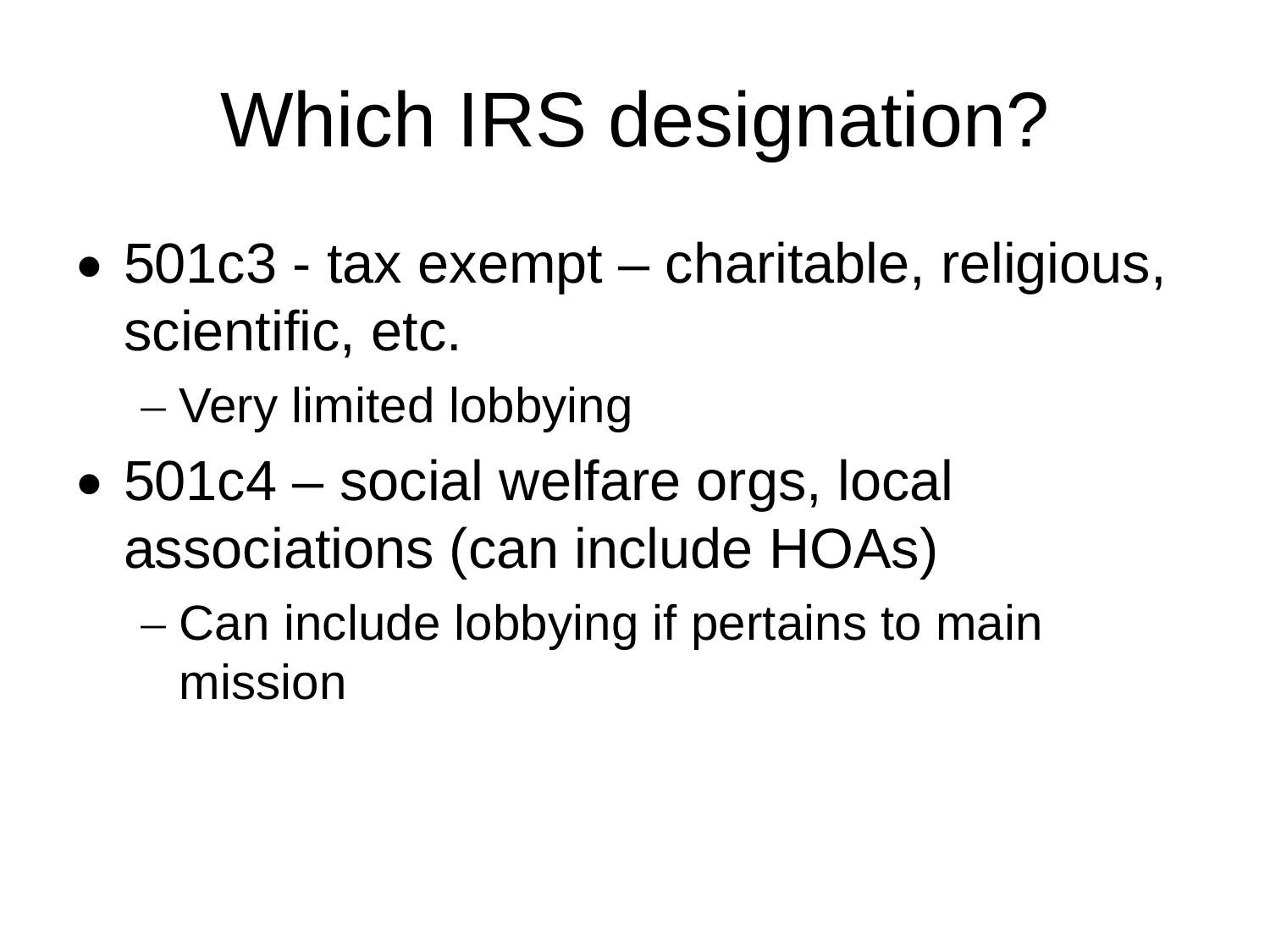# Which IRS designation?

- 501c3 - tax exempt – charitable, religious, scientific, etc.
  - Very limited lobbying
- 501c4 – social welfare orgs, local associations (can include HOAs)
  - Can include lobbying if pertains to main mission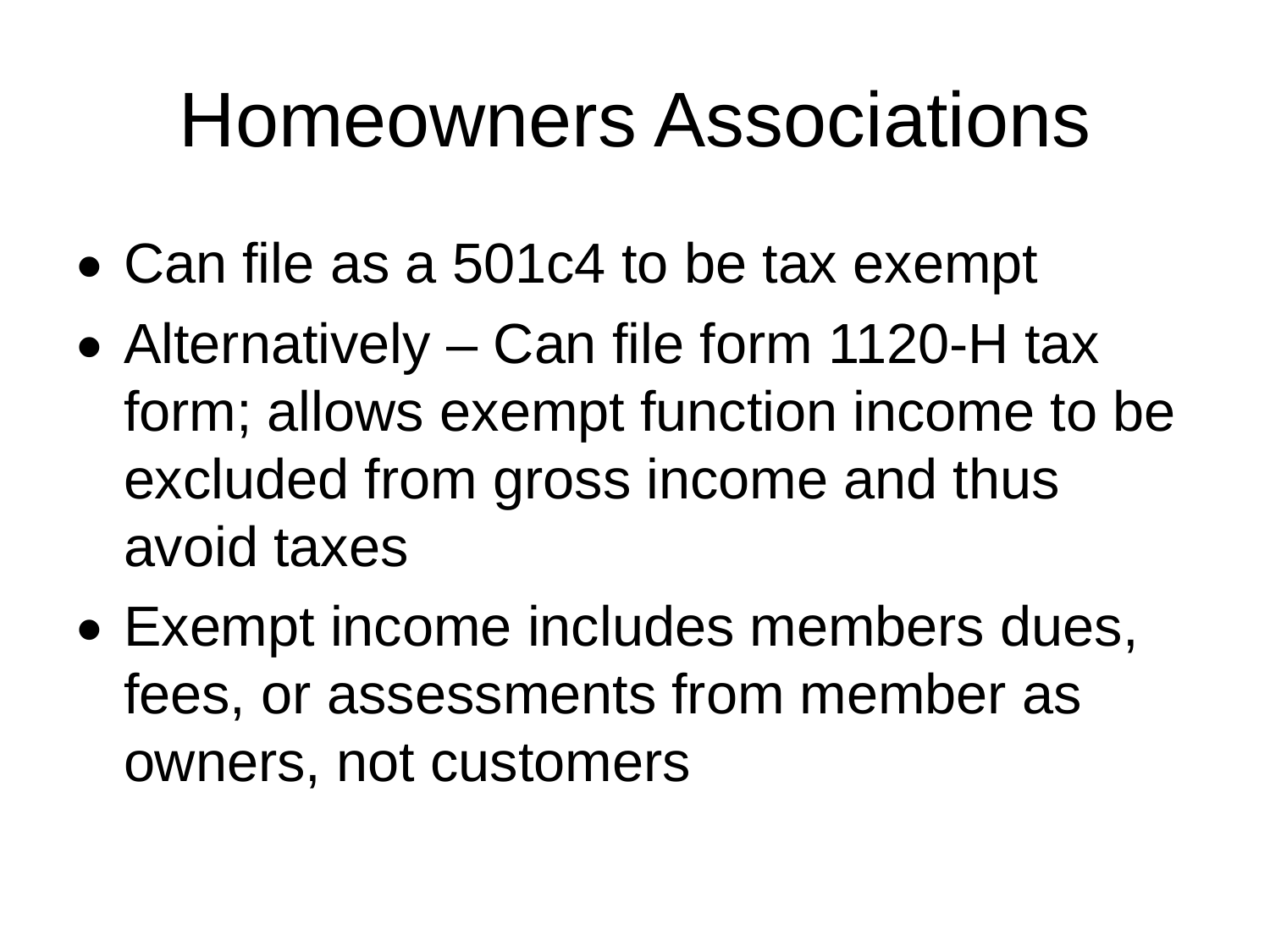# Homeowners Associations

- Can file as a 501c4 to be tax exempt
- Alternatively – Can file form 1120-H tax form; allows exempt function income to be excluded from gross income and thus avoid taxes
- Exempt income includes members dues, fees, or assessments from member as owners, not customers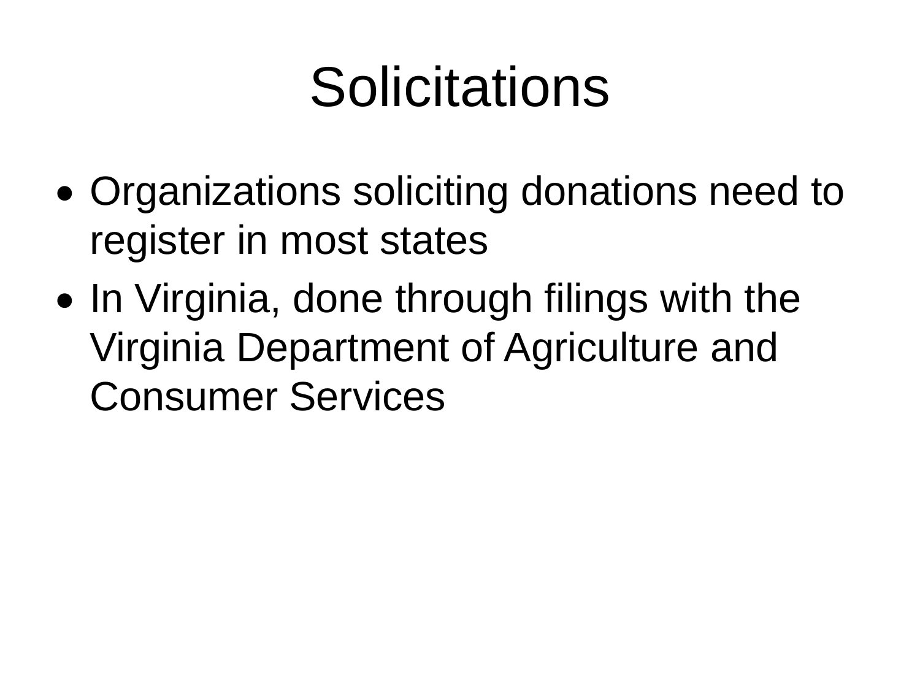# Solicitations

- Organizations soliciting donations need to register in most states
- In Virginia, done through filings with the Virginia Department of Agriculture and Consumer Services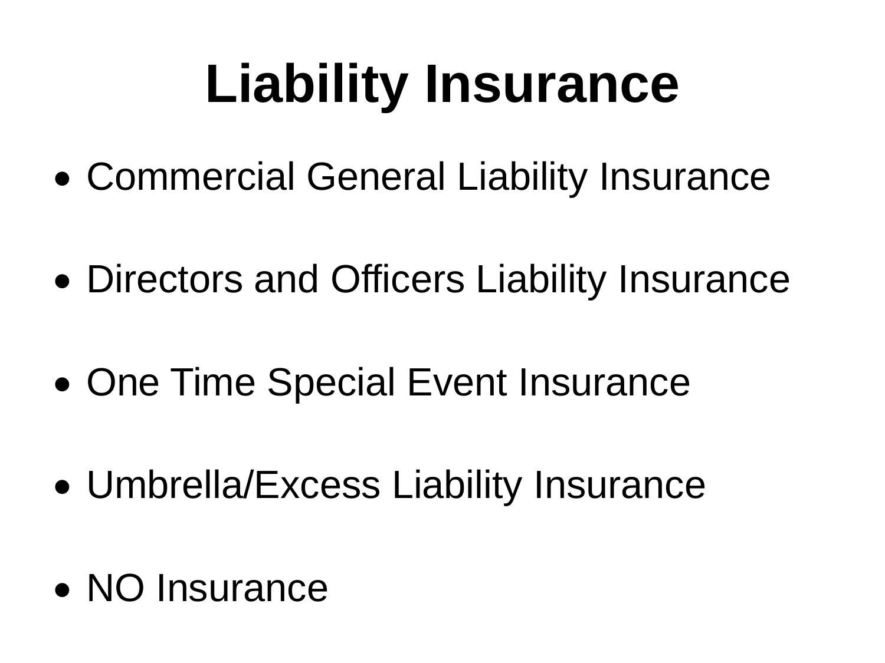# Liability Insurance

- Commercial General Liability Insurance
- Directors and Officers Liability Insurance
- One Time Special Event Insurance
- Umbrella/Excess Liability Insurance
- NO Insurance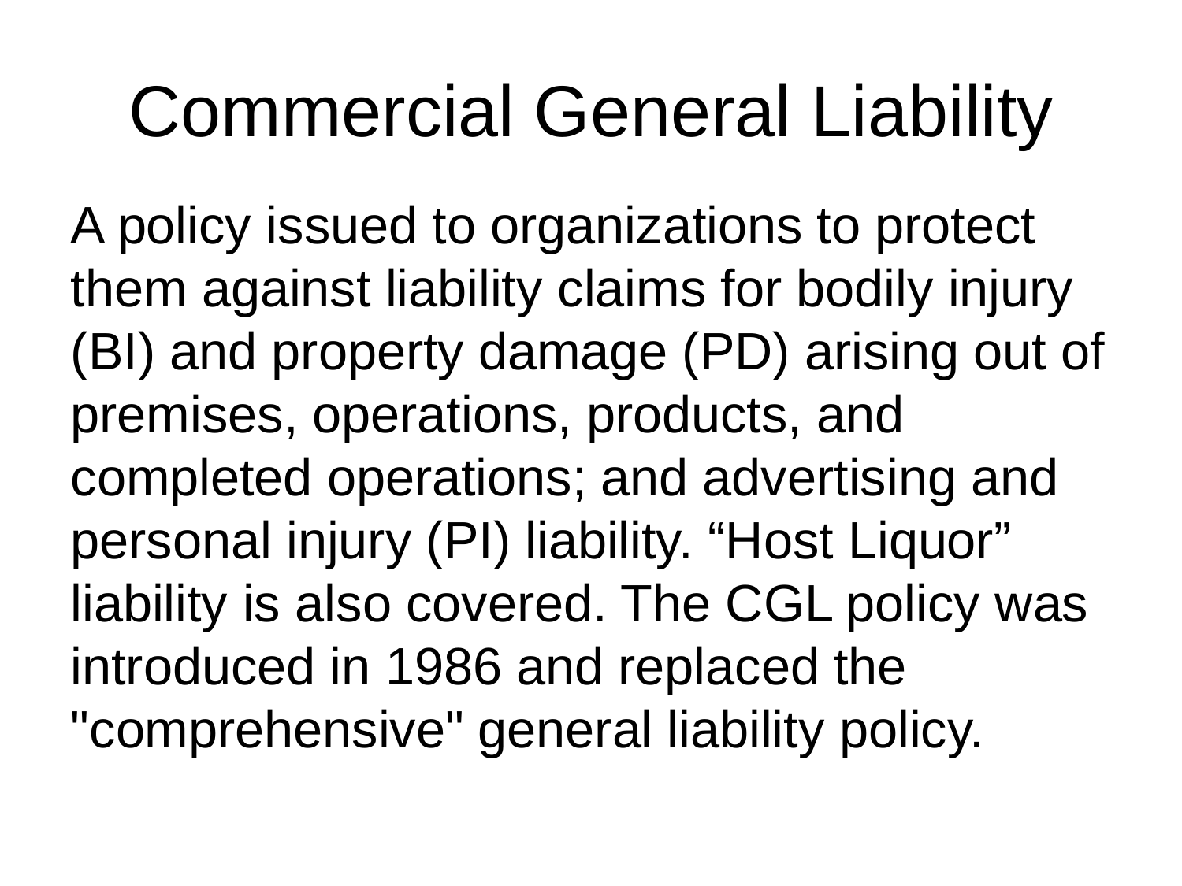# Commercial General Liability

A policy issued to organizations to protect them against liability claims for bodily injury (BI) and property damage (PD) arising out of premises, operations, products, and completed operations; and advertising and personal injury (PI) liability. “Host Liquor” liability is also covered. The CGL policy was introduced in 1986 and replaced the "comprehensive" general liability policy.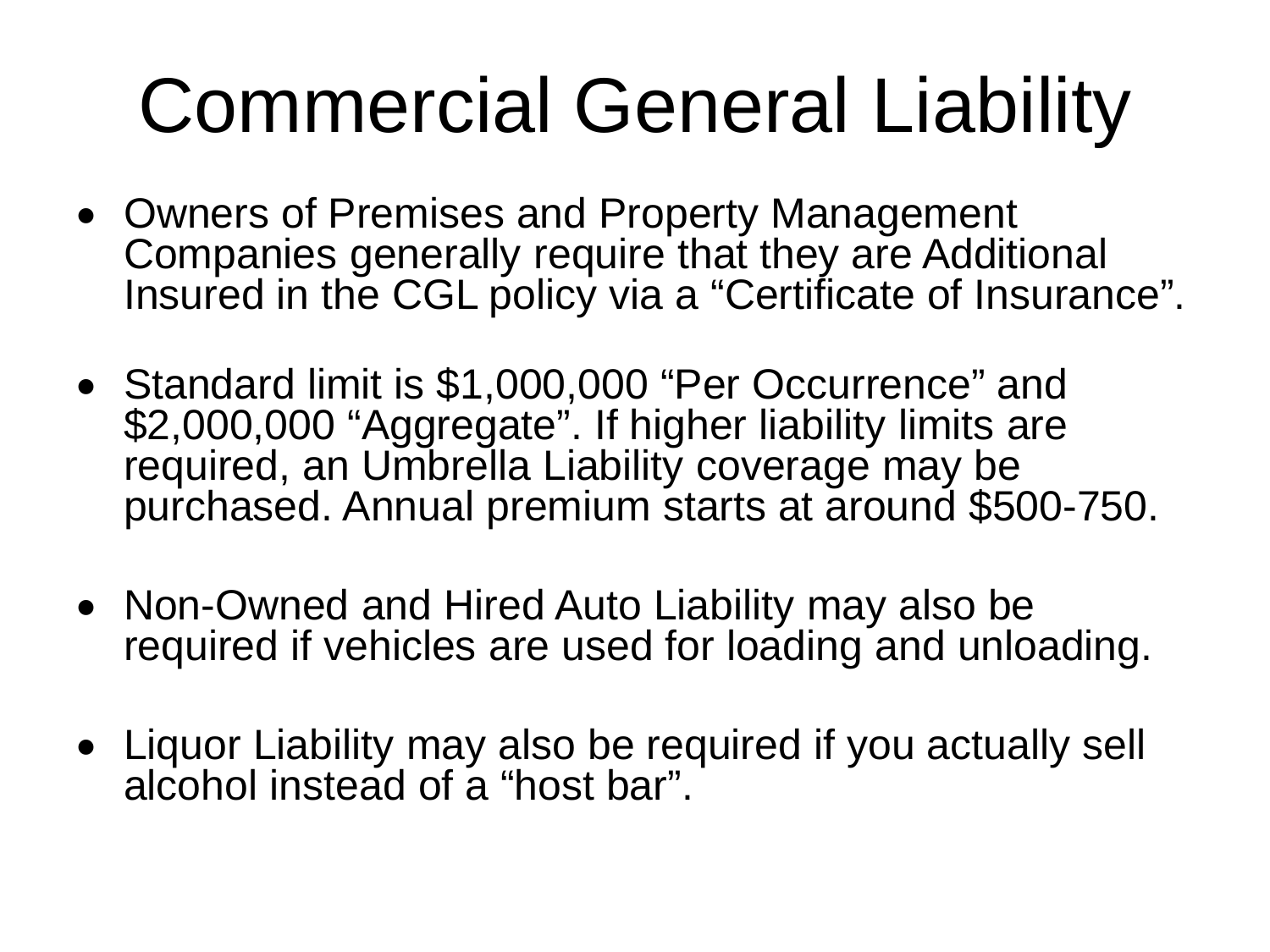# Commercial General Liability

- Owners of Premises and Property Management Companies generally require that they are Additional Insured in the CGL policy via a “Certificate of Insurance”.
- Standard limit is $1,000,000 “Per Occurrence” and $2,000,000 “Aggregate”. If higher liability limits are required, an Umbrella Liability coverage may be purchased. Annual premium starts at around $500-750.
- Non-Owned and Hired Auto Liability may also be required if vehicles are used for loading and unloading.
- Liquor Liability may also be required if you actually sell alcohol instead of a “host bar”.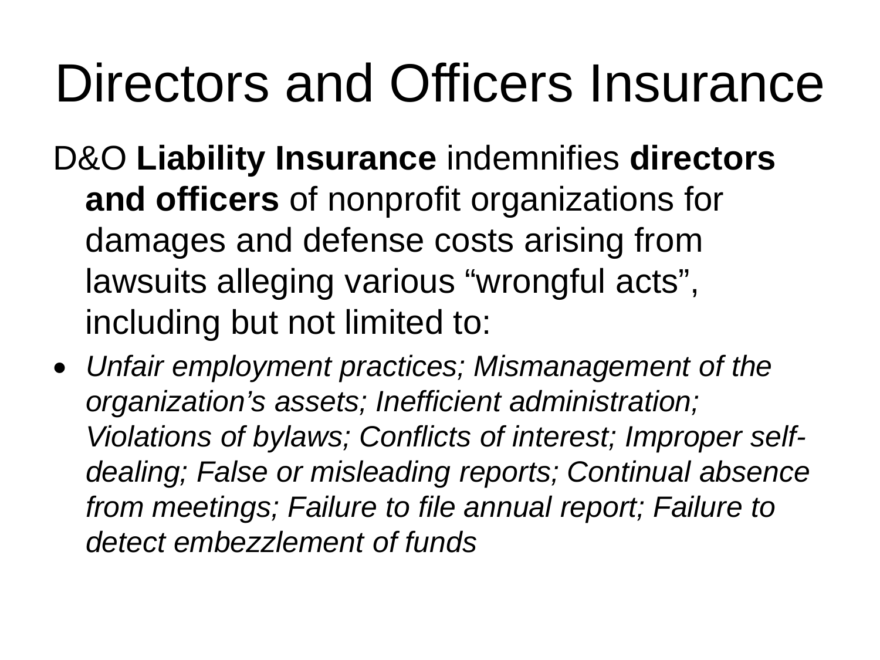# Directors and Officers Insurance

D&O **Liability Insurance** indemnifies **directors and officers** of nonprofit organizations for damages and defense costs arising from lawsuits alleging various “wrongful acts”, including but not limited to:

- *Unfair employment practices; Mismanagement of the organization’s assets; Inefficient administration; Violations of bylaws; Conflicts of interest; Improper self-dealing; False or misleading reports; Continual absence from meetings; Failure to file annual report; Failure to detect embezzlement of funds*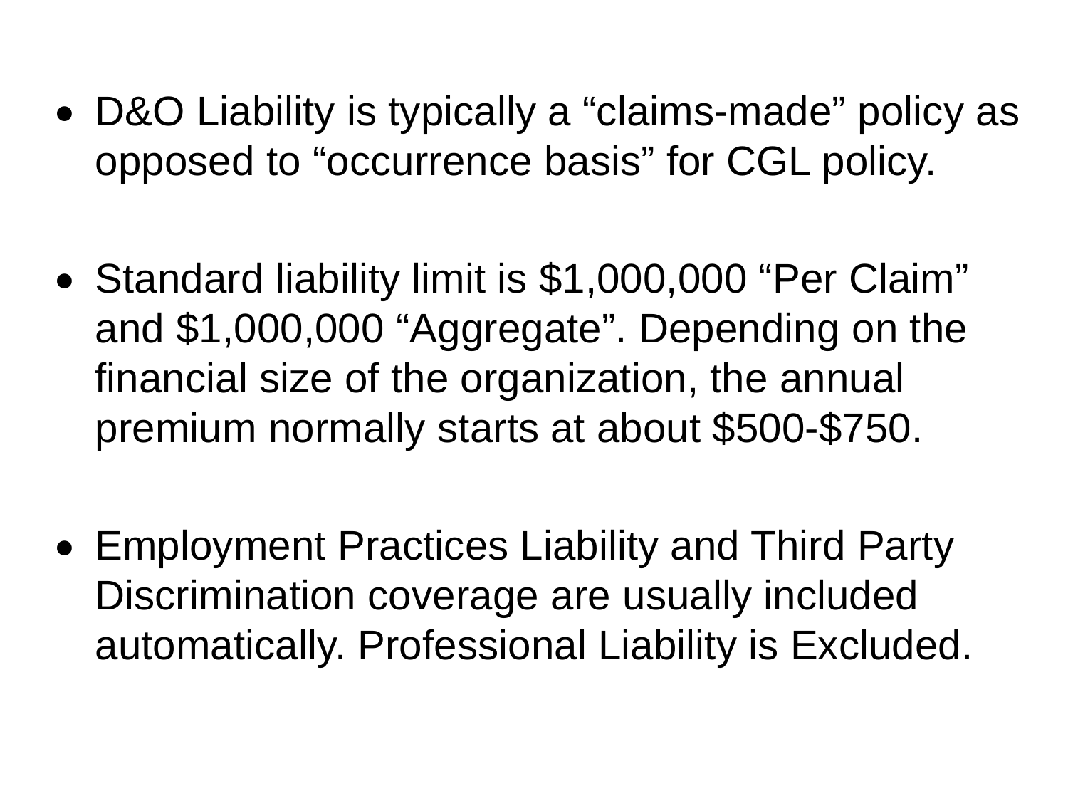- D&O Liability is typically a “claims-made” policy as opposed to “occurrence basis” for CGL policy.

- Standard liability limit is $1,000,000 “Per Claim” and $1,000,000 “Aggregate”. Depending on the financial size of the organization, the annual premium normally starts at about $500-$750.

- Employment Practices Liability and Third Party Discrimination coverage are usually included automatically. Professional Liability is Excluded.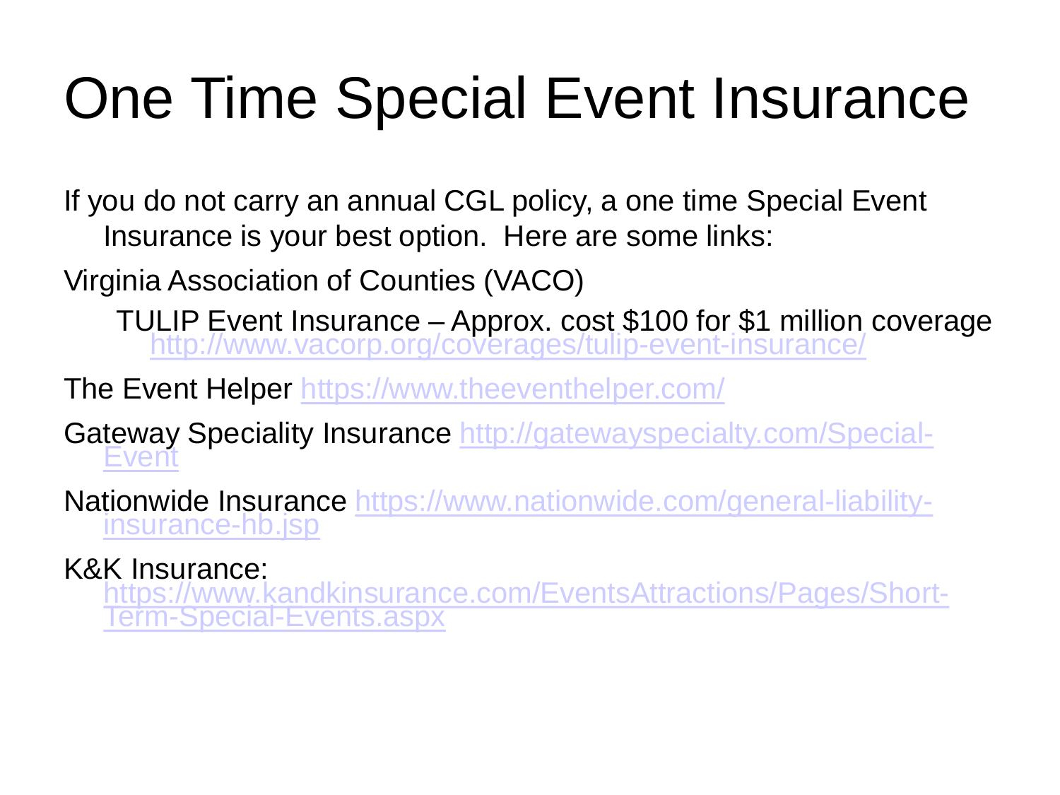# One Time Special Event Insurance

If you do not carry an annual CGL policy, a one time Special Event Insurance is your best option. Here are some links:

Virginia Association of Counties (VACO)

TULIP Event Insurance – Approx. cost $100 for $1 million coverage http://www.vacorp.org/coverages/tulip-event-insurance/

The Event Helper https://www.theeventhelper.com/

Gateway Speciality Insurance http://gatewayspecialty.com/Special-Event

Nationwide Insurance https://www.nationwide.com/general-liability-insurance-hb.jsp

K&K Insurance: https://www.kandkinsurance.com/EventsAttractions/Pages/Short-Term-Special-Events.aspx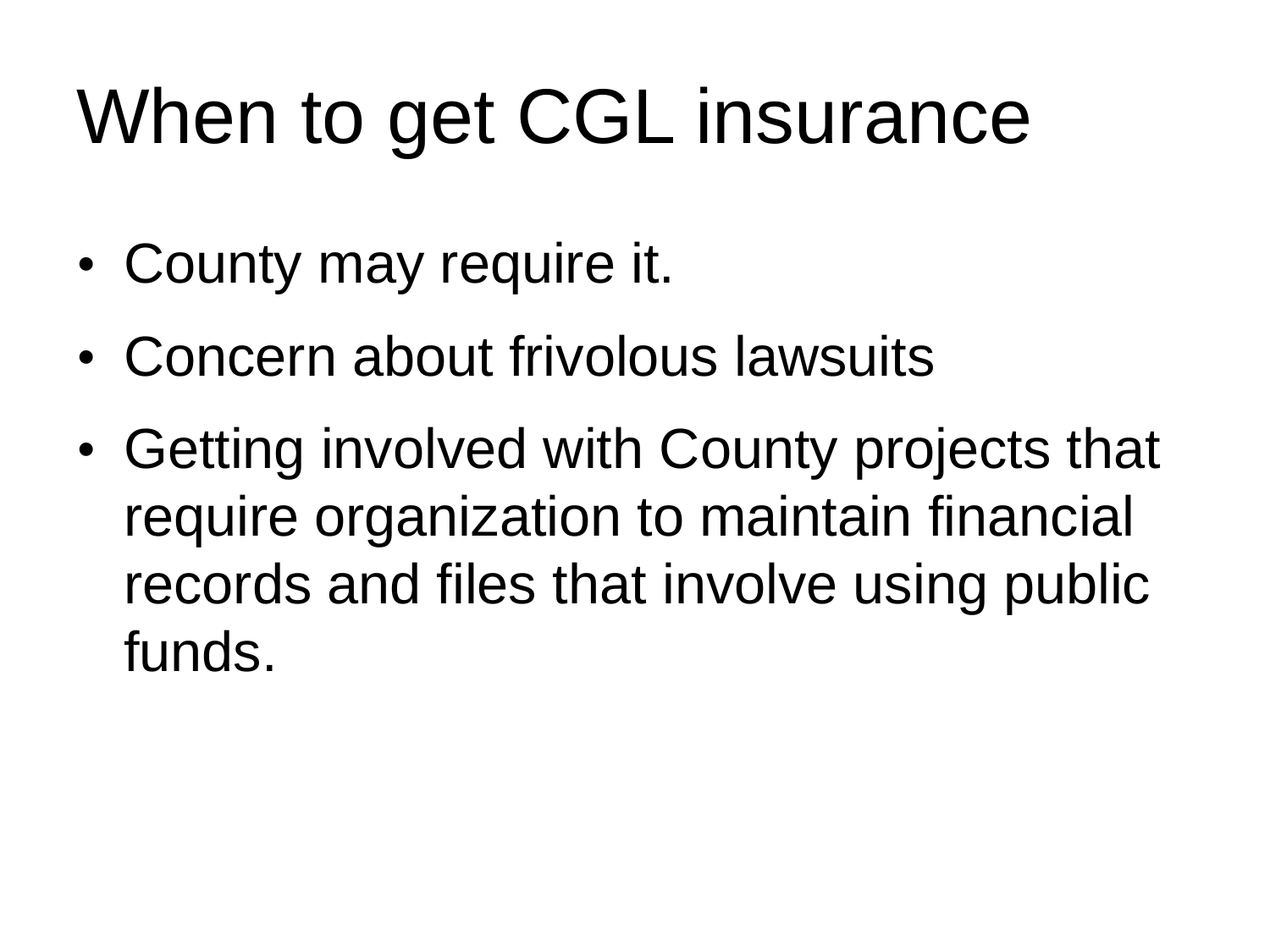# When to get CGL insurance

- County may require it.
- Concern about frivolous lawsuits
- Getting involved with County projects that require organization to maintain financial records and files that involve using public funds.